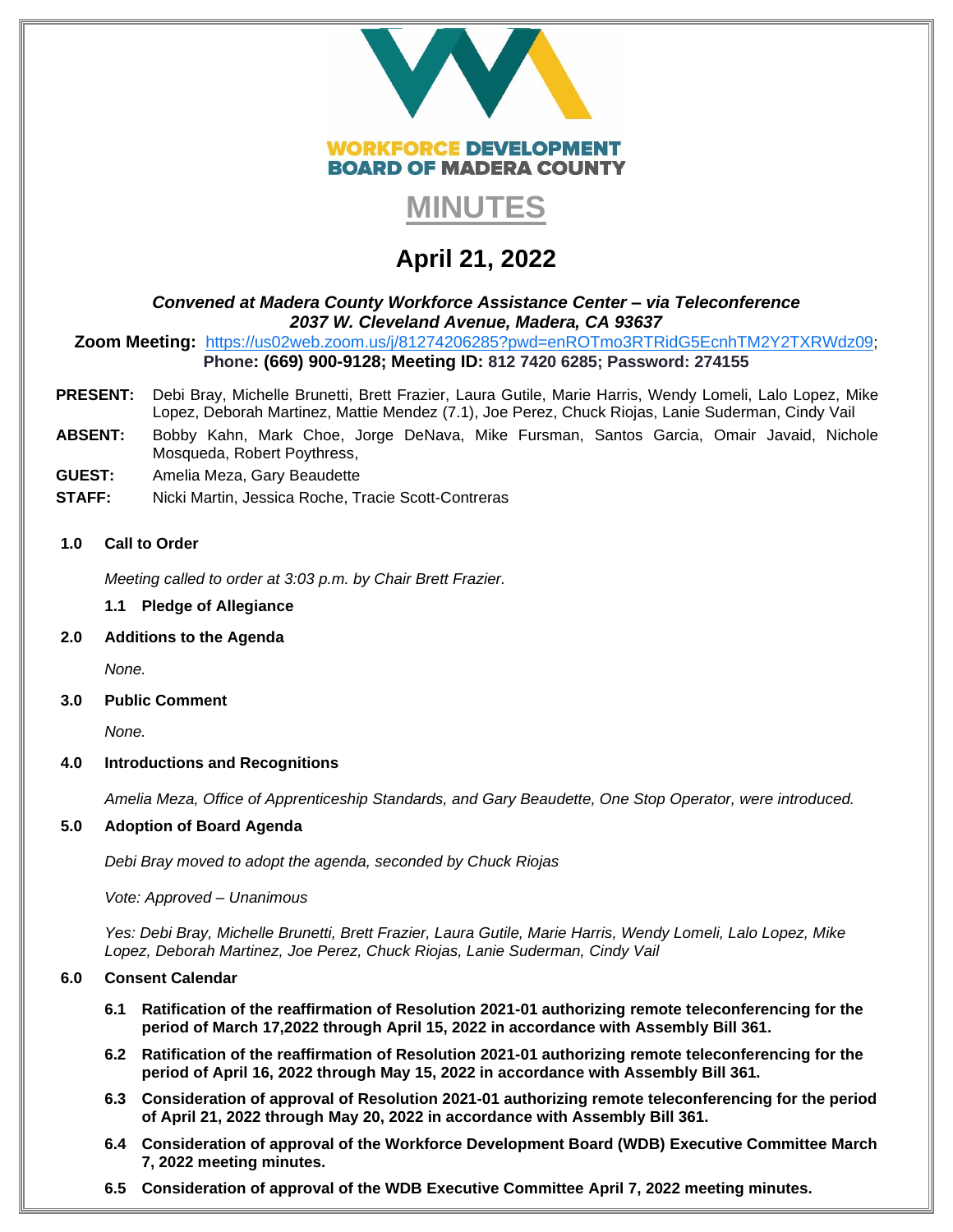**WORKFORCE DEVELOPMENT BOARD OF MADERA COUNTY**

# MINUTES

## April 21, 2022

***Convened at Madera County Workforce Assistance Center – via Teleconference***
***2037 W. Cleveland Avenue, Madera, CA 93637***

**Zoom Meeting:** https://us02web.zoom.us/j/81274206285?pwd=enROTmo3RTRidG5EcnhTM2Y2TXRWdz09; **Phone: (669) 900-9128; Meeting ID: 812 7420 6285; Password: 274155**

**PRESENT:** Debi Bray, Michelle Brunetti, Brett Frazier, Laura Gutile, Marie Harris, Wendy Lomeli, Lalo Lopez, Mike Lopez, Deborah Martinez, Mattie Mendez (7.1), Joe Perez, Chuck Riojas, Lanie Suderman, Cindy Vail

**ABSENT:** Bobby Kahn, Mark Choe, Jorge DeNava, Mike Fursman, Santos Garcia, Omair Javaid, Nichole Mosqueda, Robert Poythress,

**GUEST:** Amelia Meza, Gary Beaudette

**STAFF:** Nicki Martin, Jessica Roche, Tracie Scott-Contreras

**1.0 Call to Order**

*Meeting called to order at 3:03 p.m. by Chair Brett Frazier.*

**1.1 Pledge of Allegiance**

**2.0 Additions to the Agenda**

*None.*

**3.0 Public Comment**

*None.*

**4.0 Introductions and Recognitions**

*Amelia Meza, Office of Apprenticeship Standards, and Gary Beaudette, One Stop Operator, were introduced.*

**5.0 Adoption of Board Agenda**

*Debi Bray moved to adopt the agenda, seconded by Chuck Riojas*

*Vote: Approved – Unanimous*

*Yes: Debi Bray, Michelle Brunetti, Brett Frazier, Laura Gutile, Marie Harris, Wendy Lomeli, Lalo Lopez, Mike Lopez, Deborah Martinez, Joe Perez, Chuck Riojas, Lanie Suderman, Cindy Vail*

**6.0 Consent Calendar**

**6.1 Ratification of the reaffirmation of Resolution 2021-01 authorizing remote teleconferencing for the period of March 17,2022 through April 15, 2022 in accordance with Assembly Bill 361.**

**6.2 Ratification of the reaffirmation of Resolution 2021-01 authorizing remote teleconferencing for the period of April 16, 2022 through May 15, 2022 in accordance with Assembly Bill 361.**

**6.3 Consideration of approval of Resolution 2021-01 authorizing remote teleconferencing for the period of April 21, 2022 through May 20, 2022 in accordance with Assembly Bill 361.**

**6.4 Consideration of approval of the Workforce Development Board (WDB) Executive Committee March 7, 2022 meeting minutes.**

**6.5 Consideration of approval of the WDB Executive Committee April 7, 2022 meeting minutes.**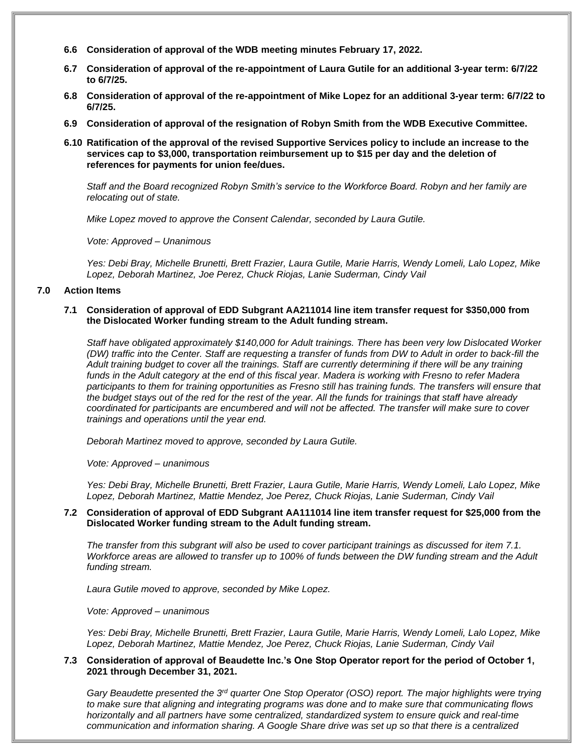**6.6 Consideration of approval of the WDB meeting minutes February 17, 2022.**

**6.7 Consideration of approval of the re-appointment of Laura Gutile for an additional 3-year term: 6/7/22 to 6/7/25.**

**6.8 Consideration of approval of the re-appointment of Mike Lopez for an additional 3-year term: 6/7/22 to 6/7/25.**

**6.9 Consideration of approval of the resignation of Robyn Smith from the WDB Executive Committee.**

**6.10 Ratification of the approval of the revised Supportive Services policy to include an increase to the services cap to $3,000, transportation reimbursement up to $15 per day and the deletion of references for payments for union fee/dues.**

*Staff and the Board recognized Robyn Smith's service to the Workforce Board. Robyn and her family are relocating out of state.*

*Mike Lopez moved to approve the Consent Calendar, seconded by Laura Gutile.*

*Vote: Approved – Unanimous*

*Yes: Debi Bray, Michelle Brunetti, Brett Frazier, Laura Gutile, Marie Harris, Wendy Lomeli, Lalo Lopez, Mike Lopez, Deborah Martinez, Joe Perez, Chuck Riojas, Lanie Suderman, Cindy Vail*

## 7.0 Action Items

**7.1 Consideration of approval of EDD Subgrant AA211014 line item transfer request for $350,000 from the Dislocated Worker funding stream to the Adult funding stream.**

*Staff have obligated approximately $140,000 for Adult trainings. There has been very low Dislocated Worker (DW) traffic into the Center. Staff are requesting a transfer of funds from DW to Adult in order to back-fill the Adult training budget to cover all the trainings. Staff are currently determining if there will be any training funds in the Adult category at the end of this fiscal year. Madera is working with Fresno to refer Madera participants to them for training opportunities as Fresno still has training funds. The transfers will ensure that the budget stays out of the red for the rest of the year. All the funds for trainings that staff have already coordinated for participants are encumbered and will not be affected. The transfer will make sure to cover trainings and operations until the year end.*

*Deborah Martinez moved to approve, seconded by Laura Gutile.*

*Vote: Approved – unanimous*

*Yes: Debi Bray, Michelle Brunetti, Brett Frazier, Laura Gutile, Marie Harris, Wendy Lomeli, Lalo Lopez, Mike Lopez, Deborah Martinez, Mattie Mendez, Joe Perez, Chuck Riojas, Lanie Suderman, Cindy Vail*

**7.2 Consideration of approval of EDD Subgrant AA111014 line item transfer request for $25,000 from the Dislocated Worker funding stream to the Adult funding stream.**

*The transfer from this subgrant will also be used to cover participant trainings as discussed for item 7.1. Workforce areas are allowed to transfer up to 100% of funds between the DW funding stream and the Adult funding stream.*

*Laura Gutile moved to approve, seconded by Mike Lopez.*

*Vote: Approved – unanimous*

*Yes: Debi Bray, Michelle Brunetti, Brett Frazier, Laura Gutile, Marie Harris, Wendy Lomeli, Lalo Lopez, Mike Lopez, Deborah Martinez, Mattie Mendez, Joe Perez, Chuck Riojas, Lanie Suderman, Cindy Vail*

**7.3 Consideration of approval of Beaudette Inc.'s One Stop Operator report for the period of October 1, 2021 through December 31, 2021.**

*Gary Beaudette presented the 3rd quarter One Stop Operator (OSO) report. The major highlights were trying to make sure that aligning and integrating programs was done and to make sure that communicating flows horizontally and all partners have some centralized, standardized system to ensure quick and real-time communication and information sharing. A Google Share drive was set up so that there is a centralized*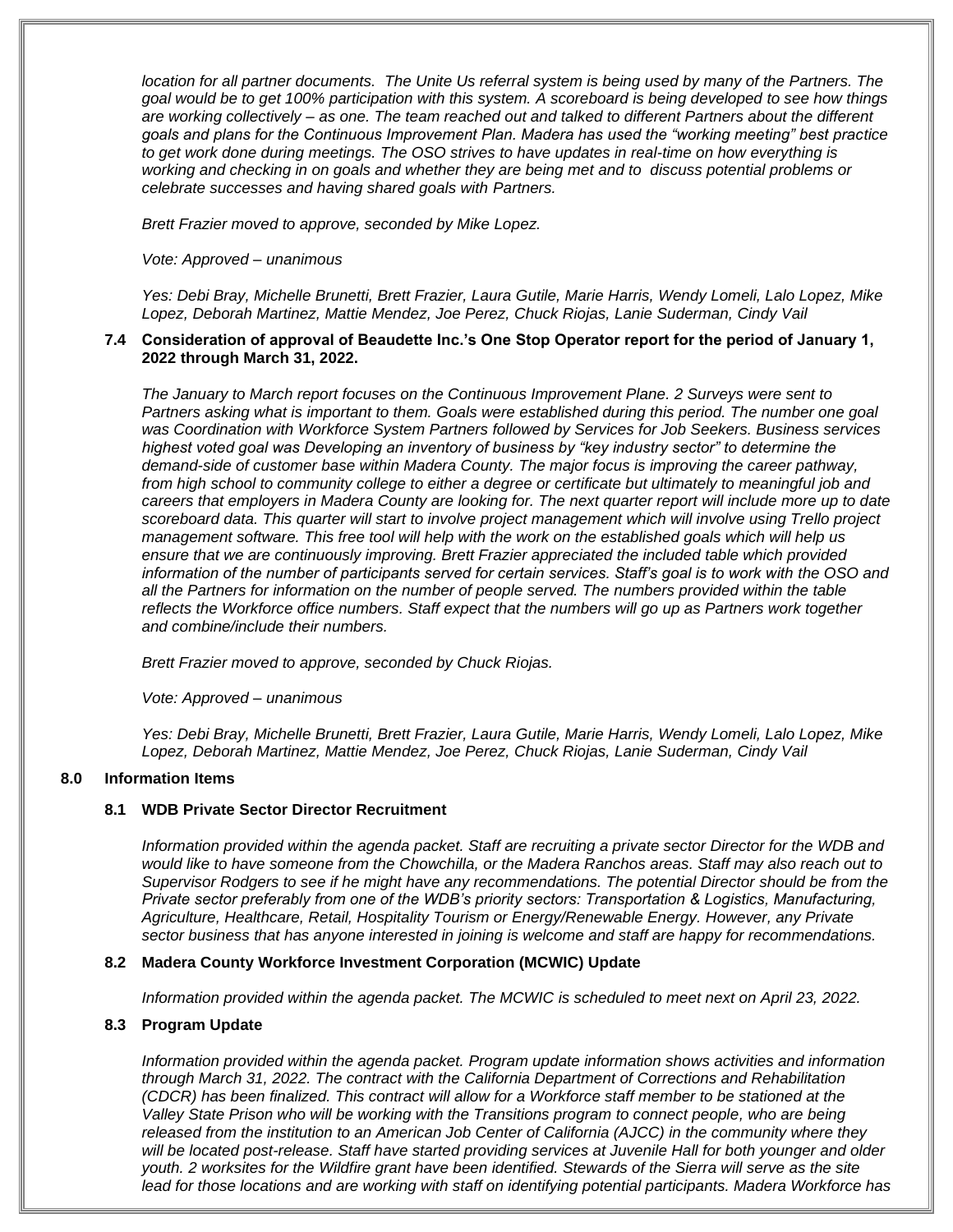*location for all partner documents. The Unite Us referral system is being used by many of the Partners. The goal would be to get 100% participation with this system. A scoreboard is being developed to see how things are working collectively – as one. The team reached out and talked to different Partners about the different goals and plans for the Continuous Improvement Plan. Madera has used the "working meeting" best practice to get work done during meetings. The OSO strives to have updates in real-time on how everything is working and checking in on goals and whether they are being met and to discuss potential problems or celebrate successes and having shared goals with Partners.*

*Brett Frazier moved to approve, seconded by Mike Lopez.*

*Vote: Approved – unanimous*

*Yes: Debi Bray, Michelle Brunetti, Brett Frazier, Laura Gutile, Marie Harris, Wendy Lomeli, Lalo Lopez, Mike Lopez, Deborah Martinez, Mattie Mendez, Joe Perez, Chuck Riojas, Lanie Suderman, Cindy Vail*

### 7.4 Consideration of approval of Beaudette Inc.'s One Stop Operator report for the period of January 1, 2022 through March 31, 2022.

*The January to March report focuses on the Continuous Improvement Plane. 2 Surveys were sent to Partners asking what is important to them. Goals were established during this period. The number one goal was Coordination with Workforce System Partners followed by Services for Job Seekers. Business services highest voted goal was Developing an inventory of business by "key industry sector" to determine the demand-side of customer base within Madera County. The major focus is improving the career pathway, from high school to community college to either a degree or certificate but ultimately to meaningful job and careers that employers in Madera County are looking for. The next quarter report will include more up to date scoreboard data. This quarter will start to involve project management which will involve using Trello project management software. This free tool will help with the work on the established goals which will help us ensure that we are continuously improving. Brett Frazier appreciated the included table which provided information of the number of participants served for certain services. Staff's goal is to work with the OSO and all the Partners for information on the number of people served. The numbers provided within the table reflects the Workforce office numbers. Staff expect that the numbers will go up as Partners work together and combine/include their numbers.*

*Brett Frazier moved to approve, seconded by Chuck Riojas.*

*Vote: Approved – unanimous*

*Yes: Debi Bray, Michelle Brunetti, Brett Frazier, Laura Gutile, Marie Harris, Wendy Lomeli, Lalo Lopez, Mike Lopez, Deborah Martinez, Mattie Mendez, Joe Perez, Chuck Riojas, Lanie Suderman, Cindy Vail*

## 8.0 Information Items

### 8.1 WDB Private Sector Director Recruitment

*Information provided within the agenda packet. Staff are recruiting a private sector Director for the WDB and would like to have someone from the Chowchilla, or the Madera Ranchos areas. Staff may also reach out to Supervisor Rodgers to see if he might have any recommendations. The potential Director should be from the Private sector preferably from one of the WDB's priority sectors: Transportation & Logistics, Manufacturing, Agriculture, Healthcare, Retail, Hospitality Tourism or Energy/Renewable Energy. However, any Private sector business that has anyone interested in joining is welcome and staff are happy for recommendations.*

### 8.2 Madera County Workforce Investment Corporation (MCWIC) Update

*Information provided within the agenda packet. The MCWIC is scheduled to meet next on April 23, 2022.*

### 8.3 Program Update

*Information provided within the agenda packet. Program update information shows activities and information through March 31, 2022. The contract with the California Department of Corrections and Rehabilitation (CDCR) has been finalized. This contract will allow for a Workforce staff member to be stationed at the Valley State Prison who will be working with the Transitions program to connect people, who are being released from the institution to an American Job Center of California (AJCC) in the community where they will be located post-release. Staff have started providing services at Juvenile Hall for both younger and older youth. 2 worksites for the Wildfire grant have been identified. Stewards of the Sierra will serve as the site lead for those locations and are working with staff on identifying potential participants. Madera Workforce has*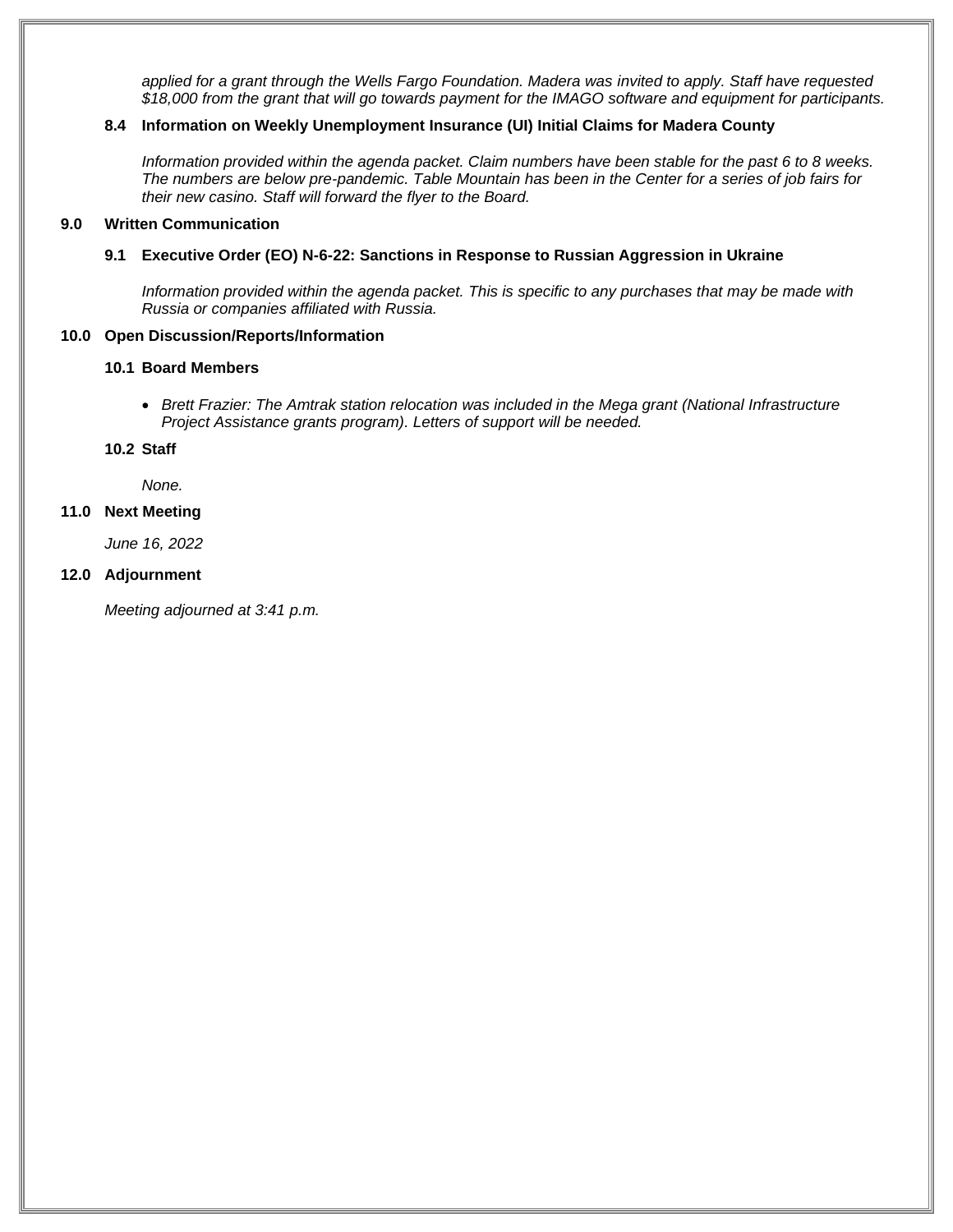*applied for a grant through the Wells Fargo Foundation. Madera was invited to apply. Staff have requested $18,000 from the grant that will go towards payment for the IMAGO software and equipment for participants.*

### 8.4 Information on Weekly Unemployment Insurance (UI) Initial Claims for Madera County

*Information provided within the agenda packet. Claim numbers have been stable for the past 6 to 8 weeks. The numbers are below pre-pandemic. Table Mountain has been in the Center for a series of job fairs for their new casino. Staff will forward the flyer to the Board.*

## 9.0 Written Communication

### 9.1 Executive Order (EO) N-6-22: Sanctions in Response to Russian Aggression in Ukraine

*Information provided within the agenda packet. This is specific to any purchases that may be made with Russia or companies affiliated with Russia.*

## 10.0 Open Discussion/Reports/Information

### 10.1 Board Members

- *Brett Frazier: The Amtrak station relocation was included in the Mega grant (National Infrastructure Project Assistance grants program). Letters of support will be needed.*

### 10.2 Staff

*None.*

## 11.0 Next Meeting

*June 16, 2022*

## 12.0 Adjournment

*Meeting adjourned at 3:41 p.m.*